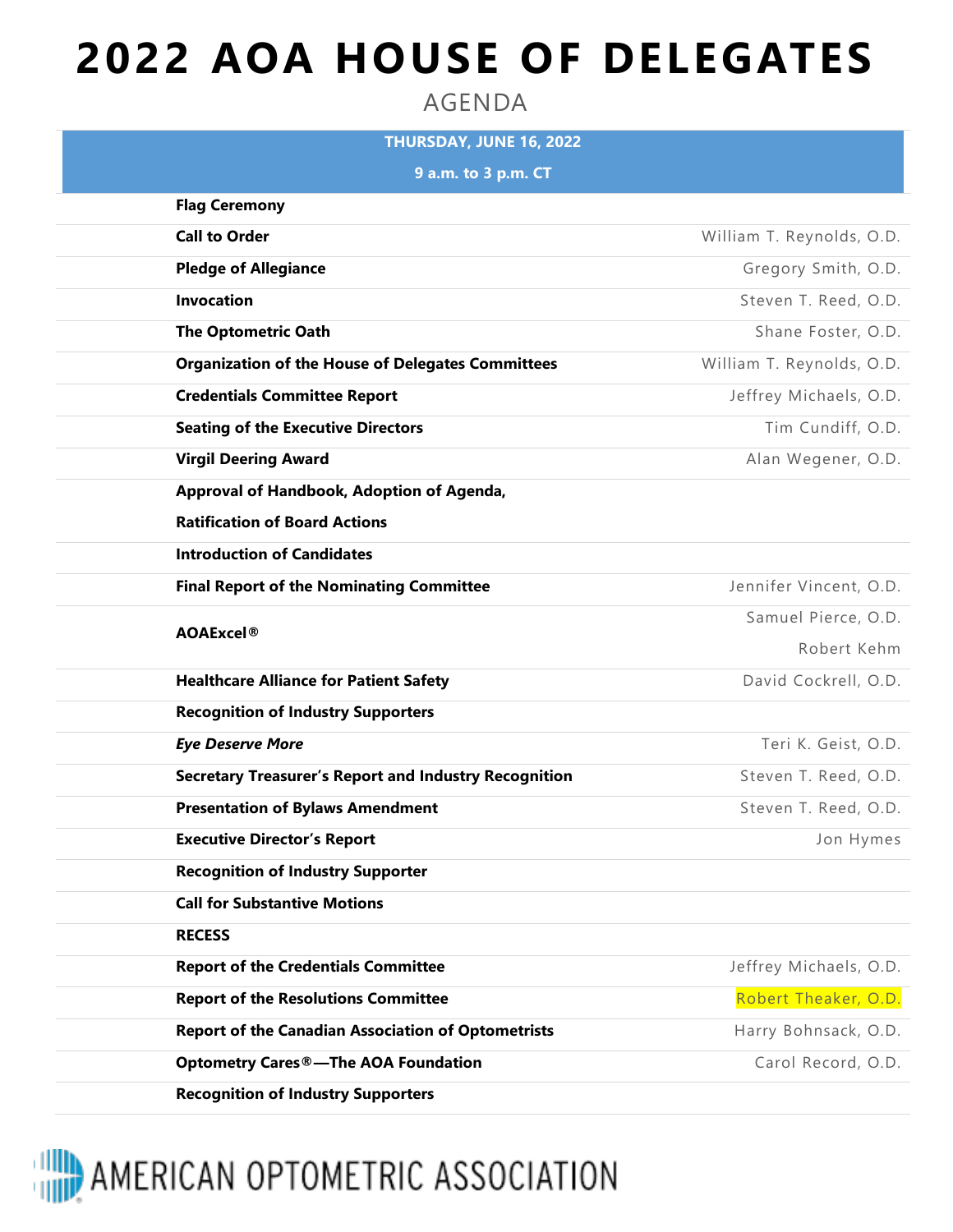# 2022 AOA HOUSE OF DELEGATES

## AGENDA

| THURSDAY, JUNE 16, 2022<br>9 a.m. to 3 p.m. CT | |
|---|---|
| **Flag Ceremony** | |
| **Call to Order** | William T. Reynolds, O.D. |
| **Pledge of Allegiance** | Gregory Smith, O.D. |
| **Invocation** | Steven T. Reed, O.D. |
| **The Optometric Oath** | Shane Foster, O.D. |
| **Organization of the House of Delegates Committees** | William T. Reynolds, O.D. |
| **Credentials Committee Report** | Jeffrey Michaels, O.D. |
| **Seating of the Executive Directors** | Tim Cundiff, O.D. |
| **Virgil Deering Award** | Alan Wegener, O.D. |
| **Approval of Handbook, Adoption of Agenda, Ratification of Board Actions** | |
| **Introduction of Candidates** | |
| **Final Report of the Nominating Committee** | Jennifer Vincent, O.D. |
| **AOAExcel®** | Samuel Pierce, O.D.<br>Robert Kehm |
| **Healthcare Alliance for Patient Safety** | David Cockrell, O.D. |
| **Recognition of Industry Supporters** | |
| ***Eye Deserve More*** | Teri K. Geist, O.D. |
| **Secretary Treasurer's Report and Industry Recognition** | Steven T. Reed, O.D. |
| **Presentation of Bylaws Amendment** | Steven T. Reed, O.D. |
| **Executive Director's Report** | Jon Hymes |
| **Recognition of Industry Supporter** | |
| **Call for Substantive Motions** | |
| **RECESS** | |
| **Report of the Credentials Committee** | Jeffrey Michaels, O.D. |
| **Report of the Resolutions Committee** | Robert Theaker, O.D. |
| **Report of the Canadian Association of Optometrists** | Harry Bohnsack, O.D. |
| **Optometry Cares®—The AOA Foundation** | Carol Record, O.D. |
| **Recognition of Industry Supporters** | |

AMERICAN OPTOMETRIC ASSOCIATION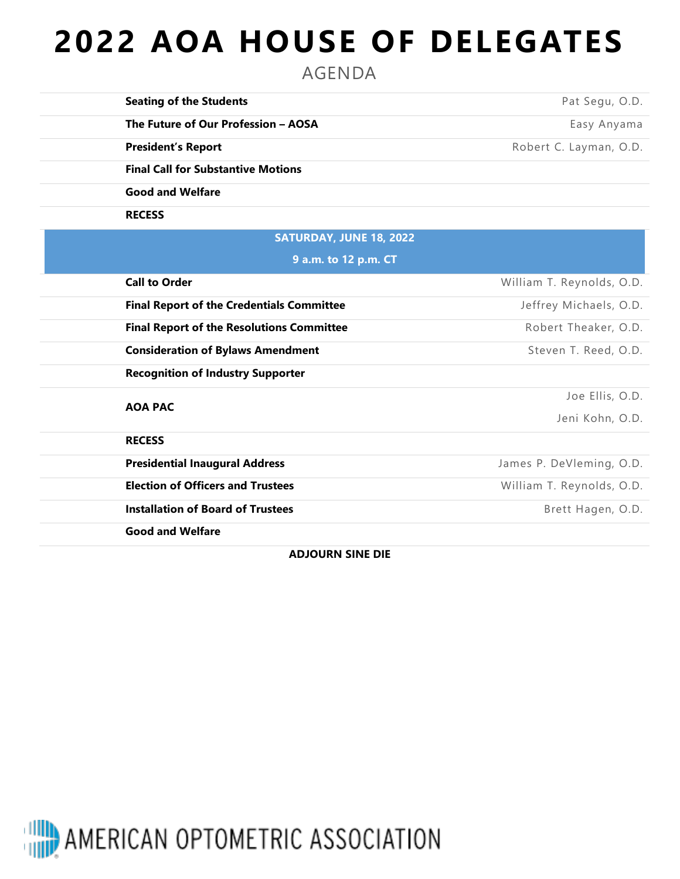# 2022 AOA HOUSE OF DELEGATES

AGENDA

| | |
|---|---|
| **Seating of the Students** | Pat Segu, O.D. |
| **The Future of Our Profession – AOSA** | Easy Anyama |
| **President's Report** | Robert C. Layman, O.D. |
| **Final Call for Substantive Motions** | |
| **Good and Welfare** | |
| **RECESS** | |
| **SATURDAY, JUNE 18, 2022** **9 a.m. to 12 p.m. CT** | |
| **Call to Order** | William T. Reynolds, O.D. |
| **Final Report of the Credentials Committee** | Jeffrey Michaels, O.D. |
| **Final Report of the Resolutions Committee** | Robert Theaker, O.D. |
| **Consideration of Bylaws Amendment** | Steven T. Reed, O.D. |
| **Recognition of Industry Supporter** | |
| **AOA PAC** | Joe Ellis, O.D. Jeni Kohn, O.D. |
| **RECESS** | |
| **Presidential Inaugural Address** | James P. DeVleming, O.D. |
| **Election of Officers and Trustees** | William T. Reynolds, O.D. |
| **Installation of Board of Trustees** | Brett Hagen, O.D. |
| **Good and Welfare** | |

**ADJOURN SINE DIE**

AMERICAN OPTOMETRIC ASSOCIATION